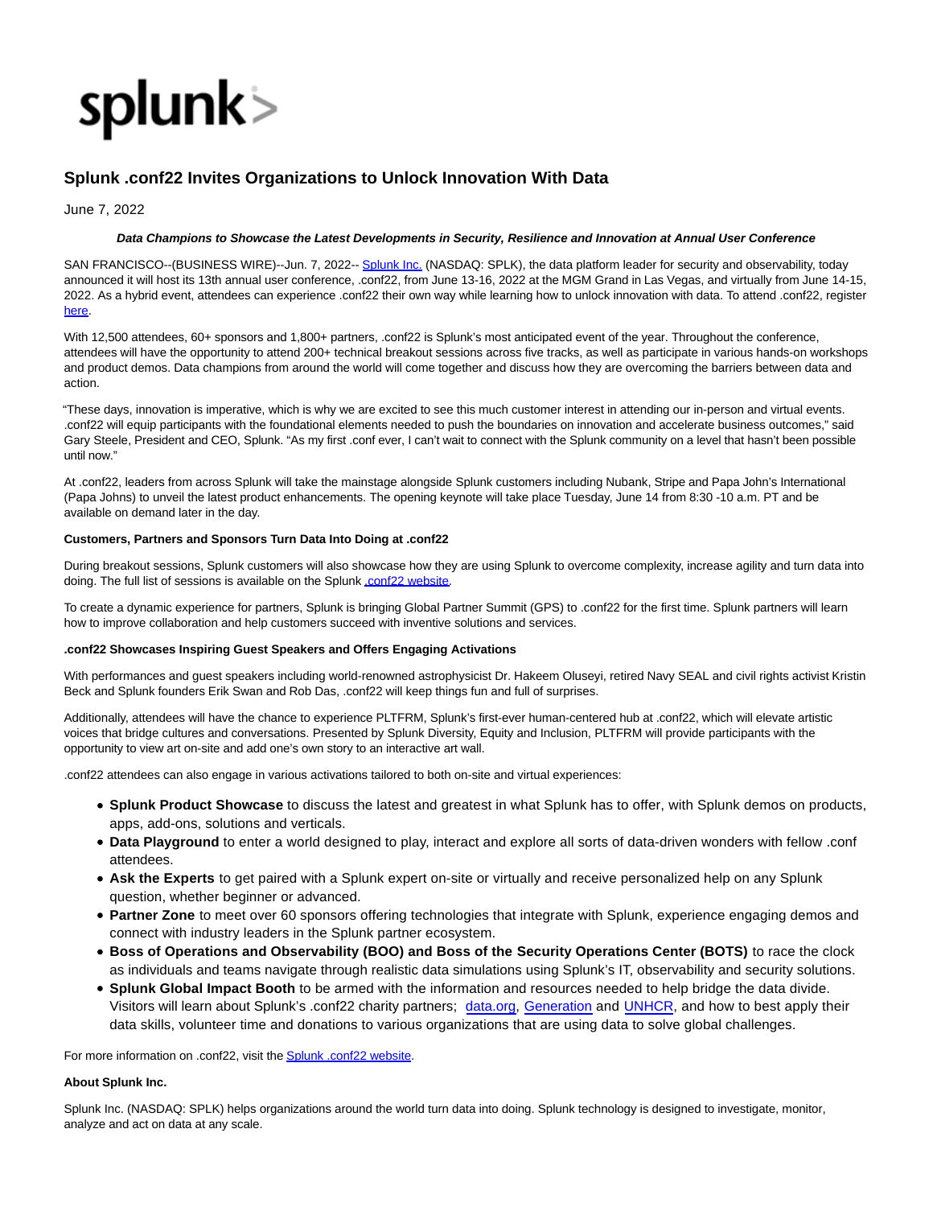splunk>

# Splunk .conf22 Invites Organizations to Unlock Innovation With Data

June 7, 2022

***Data Champions to Showcase the Latest Developments in Security, Resilience and Innovation at Annual User Conference***

SAN FRANCISCO--(BUSINESS WIRE)--Jun. 7, 2022-- Splunk Inc. (NASDAQ: SPLK), the data platform leader for security and observability, today announced it will host its 13th annual user conference, .conf22, from June 13-16, 2022 at the MGM Grand in Las Vegas, and virtually from June 14-15, 2022. As a hybrid event, attendees can experience .conf22 their own way while learning how to unlock innovation with data. To attend .conf22, register here.

With 12,500 attendees, 60+ sponsors and 1,800+ partners, .conf22 is Splunk's most anticipated event of the year. Throughout the conference, attendees will have the opportunity to attend 200+ technical breakout sessions across five tracks, as well as participate in various hands-on workshops and product demos. Data champions from around the world will come together and discuss how they are overcoming the barriers between data and action.

"These days, innovation is imperative, which is why we are excited to see this much customer interest in attending our in-person and virtual events. .conf22 will equip participants with the foundational elements needed to push the boundaries on innovation and accelerate business outcomes," said Gary Steele, President and CEO, Splunk. "As my first .conf ever, I can't wait to connect with the Splunk community on a level that hasn't been possible until now."

At .conf22, leaders from across Splunk will take the mainstage alongside Splunk customers including Nubank, Stripe and Papa John's International (Papa Johns) to unveil the latest product enhancements. The opening keynote will take place Tuesday, June 14 from 8:30 -10 a.m. PT and be available on demand later in the day.

**Customers, Partners and Sponsors Turn Data Into Doing at .conf22**

During breakout sessions, Splunk customers will also showcase how they are using Splunk to overcome complexity, increase agility and turn data into doing. The full list of sessions is available on the Splunk .conf22 website.

To create a dynamic experience for partners, Splunk is bringing Global Partner Summit (GPS) to .conf22 for the first time. Splunk partners will learn how to improve collaboration and help customers succeed with inventive solutions and services.

**.conf22 Showcases Inspiring Guest Speakers and Offers Engaging Activations**

With performances and guest speakers including world-renowned astrophysicist Dr. Hakeem Oluseyi, retired Navy SEAL and civil rights activist Kristin Beck and Splunk founders Erik Swan and Rob Das, .conf22 will keep things fun and full of surprises.

Additionally, attendees will have the chance to experience PLTFRM, Splunk's first-ever human-centered hub at .conf22, which will elevate artistic voices that bridge cultures and conversations. Presented by Splunk Diversity, Equity and Inclusion, PLTFRM will provide participants with the opportunity to view art on-site and add one's own story to an interactive art wall.

.conf22 attendees can also engage in various activations tailored to both on-site and virtual experiences:

- **Splunk Product Showcase** to discuss the latest and greatest in what Splunk has to offer, with Splunk demos on products, apps, add-ons, solutions and verticals.
- **Data Playground** to enter a world designed to play, interact and explore all sorts of data-driven wonders with fellow .conf attendees.
- **Ask the Experts** to get paired with a Splunk expert on-site or virtually and receive personalized help on any Splunk question, whether beginner or advanced.
- **Partner Zone** to meet over 60 sponsors offering technologies that integrate with Splunk, experience engaging demos and connect with industry leaders in the Splunk partner ecosystem.
- **Boss of Operations and Observability (BOO) and Boss of the Security Operations Center (BOTS)** to race the clock as individuals and teams navigate through realistic data simulations using Splunk's IT, observability and security solutions.
- **Splunk Global Impact Booth** to be armed with the information and resources needed to help bridge the data divide. Visitors will learn about Splunk's .conf22 charity partners; data.org, Generation and UNHCR, and how to best apply their data skills, volunteer time and donations to various organizations that are using data to solve global challenges.

For more information on .conf22, visit the Splunk .conf22 website.

**About Splunk Inc.**

Splunk Inc. (NASDAQ: SPLK) helps organizations around the world turn data into doing. Splunk technology is designed to investigate, monitor, analyze and act on data at any scale.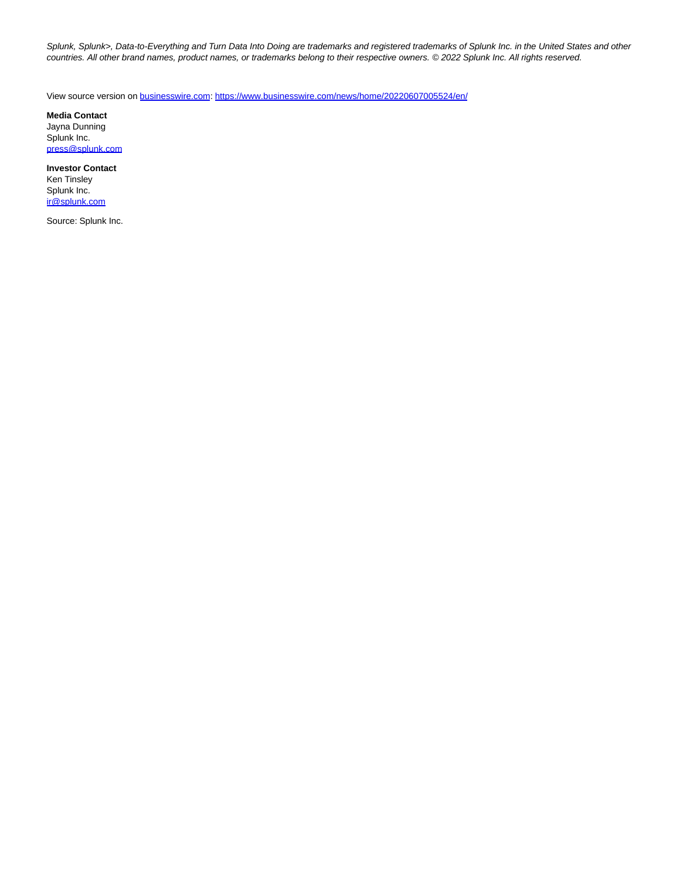*Splunk, Splunk>, Data-to-Everything and Turn Data Into Doing are trademarks and registered trademarks of Splunk Inc. in the United States and other countries. All other brand names, product names, or trademarks belong to their respective owners. © 2022 Splunk Inc. All rights reserved.*

View source version on businesswire.com: https://www.businesswire.com/news/home/20220607005524/en/

**Media Contact**
Jayna Dunning
Splunk Inc.
press@splunk.com

**Investor Contact**
Ken Tinsley
Splunk Inc.
ir@splunk.com

Source: Splunk Inc.